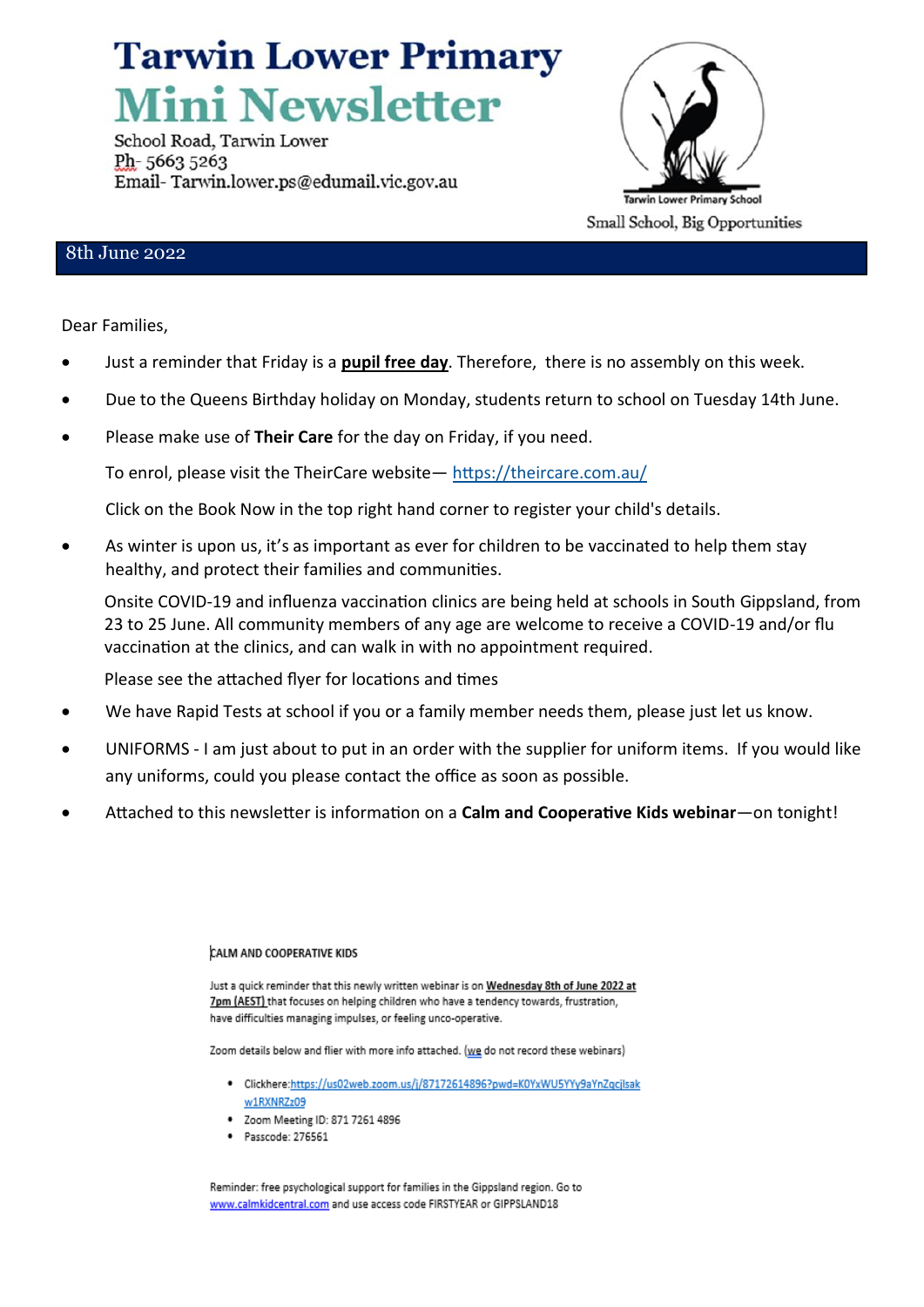# Tarwin Lower Primary

# Mini Newsletter

School Road, Tarwin Lower
Ph- 5663 5263
Email- Tarwin.lower.ps@edumail.vic.gov.au

Tarwin Lower Primary School

Small School, Big Opportunities

8th June 2022

Dear Families,

- Just a reminder that Friday is a **pupil free day**. Therefore, there is no assembly on this week.
- Due to the Queens Birthday holiday on Monday, students return to school on Tuesday 14th June.
- Please make use of **Their Care** for the day on Friday, if you need.

  To enrol, please visit the TheirCare website— https://theircare.com.au/

  Click on the Book Now in the top right hand corner to register your child's details.
- As winter is upon us, it's as important as ever for children to be vaccinated to help them stay healthy, and protect their families and communities.

  Onsite COVID-19 and influenza vaccination clinics are being held at schools in South Gippsland, from 23 to 25 June. All community members of any age are welcome to receive a COVID-19 and/or flu vaccination at the clinics, and can walk in with no appointment required.

  Please see the attached flyer for locations and times
- We have Rapid Tests at school if you or a family member needs them, please just let us know.
- UNIFORMS - I am just about to put in an order with the supplier for uniform items. If you would like any uniforms, could you please contact the office as soon as possible.
- Attached to this newsletter is information on a **Calm and Cooperative Kids webinar**—on tonight!

CALM AND COOPERATIVE KIDS

Just a quick reminder that this newly written webinar is on Wednesday 8th of June 2022 at 7pm (AEST) that focuses on helping children who have a tendency towards, frustration, have difficulties managing impulses, or feeling unco-operative.

Zoom details below and flier with more info attached. (we do not record these webinars)

- Clickhere:https://us02web.zoom.us/j/87172614896?pwd=K0YxWU5YYy9aYnZqcjlsakw1RXNRZz09
- Zoom Meeting ID: 871 7261 4896
- Passcode: 276561

Reminder: free psychological support for families in the Gippsland region. Go to www.calmkidcentral.com and use access code FIRSTYEAR or GIPPSLAND18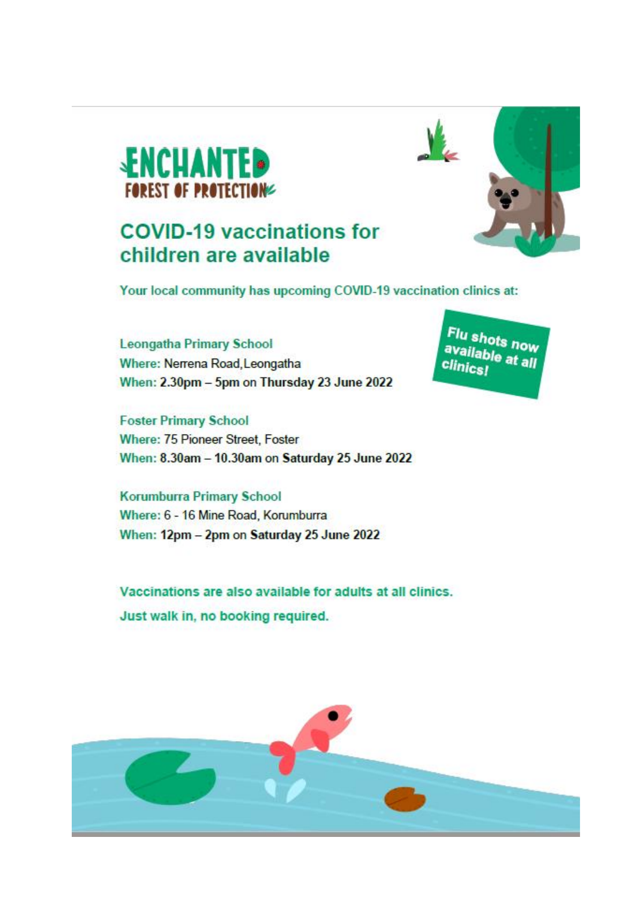# ENCHANTED FOREST OF PROTECTION

## COVID-19 vaccinations for children are available

**Your local community has upcoming COVID-19 vaccination clinics at:**

**Flu shots now available at all clinics!**

**Leongatha Primary School**
**Where:** Nerrena Road, Leongatha
**When:** **2.30pm – 5pm** on **Thursday 23 June 2022**

**Foster Primary School**
**Where:** 75 Pioneer Street, Foster
**When:** **8.30am – 10.30am** on **Saturday 25 June 2022**

**Korumburra Primary School**
**Where:** 6 - 16 Mine Road, Korumburra
**When:** **12pm – 2pm** on **Saturday 25 June 2022**

**Vaccinations are also available for adults at all clinics.**

**Just walk in, no booking required.**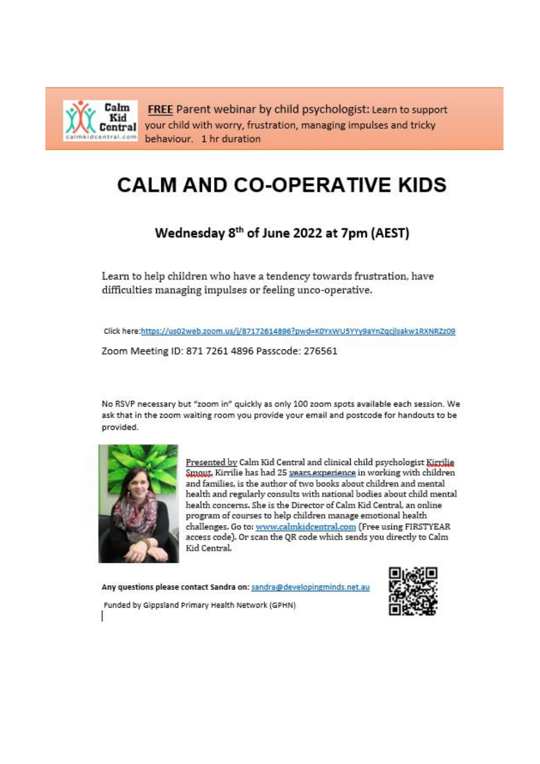**FREE** Parent webinar by child psychologist: Learn to support your child with worry, frustration, managing impulses and tricky behaviour. 1 hr duration

# CALM AND CO-OPERATIVE KIDS

## Wednesday 8th of June 2022 at 7pm (AEST)

Learn to help children who have a tendency towards frustration, have difficulties managing impulses or feeling unco-operative.

Click here: https://us02web.zoom.us/j/87172614896?pwd=K0YxWU5YYy9aYnZqcjlsakw1RXNRZz09

Zoom Meeting ID: 871 7261 4896 Passcode: 276561

No RSVP necessary but "zoom in" quickly as only 100 zoom spots available each session. We ask that in the zoom waiting room you provide your email and postcode for handouts to be provided.

Presented by Calm Kid Central and clinical child psychologist Kirrilie Smout. Kirrilie has had 25 years experience in working with children and families, is the author of two books about children and mental health and regularly consults with national bodies about child mental health concerns. She is the Director of Calm Kid Central, an online program of courses to help children manage emotional health challenges. Go to: www.calmkidcentral.com (Free using FIRSTYEAR access code). Or scan the QR code which sends you directly to Calm Kid Central.

**Any questions please contact Sandra on:** sandra@developingminds.net.au

Funded by Gippsland Primary Health Network (GPHN)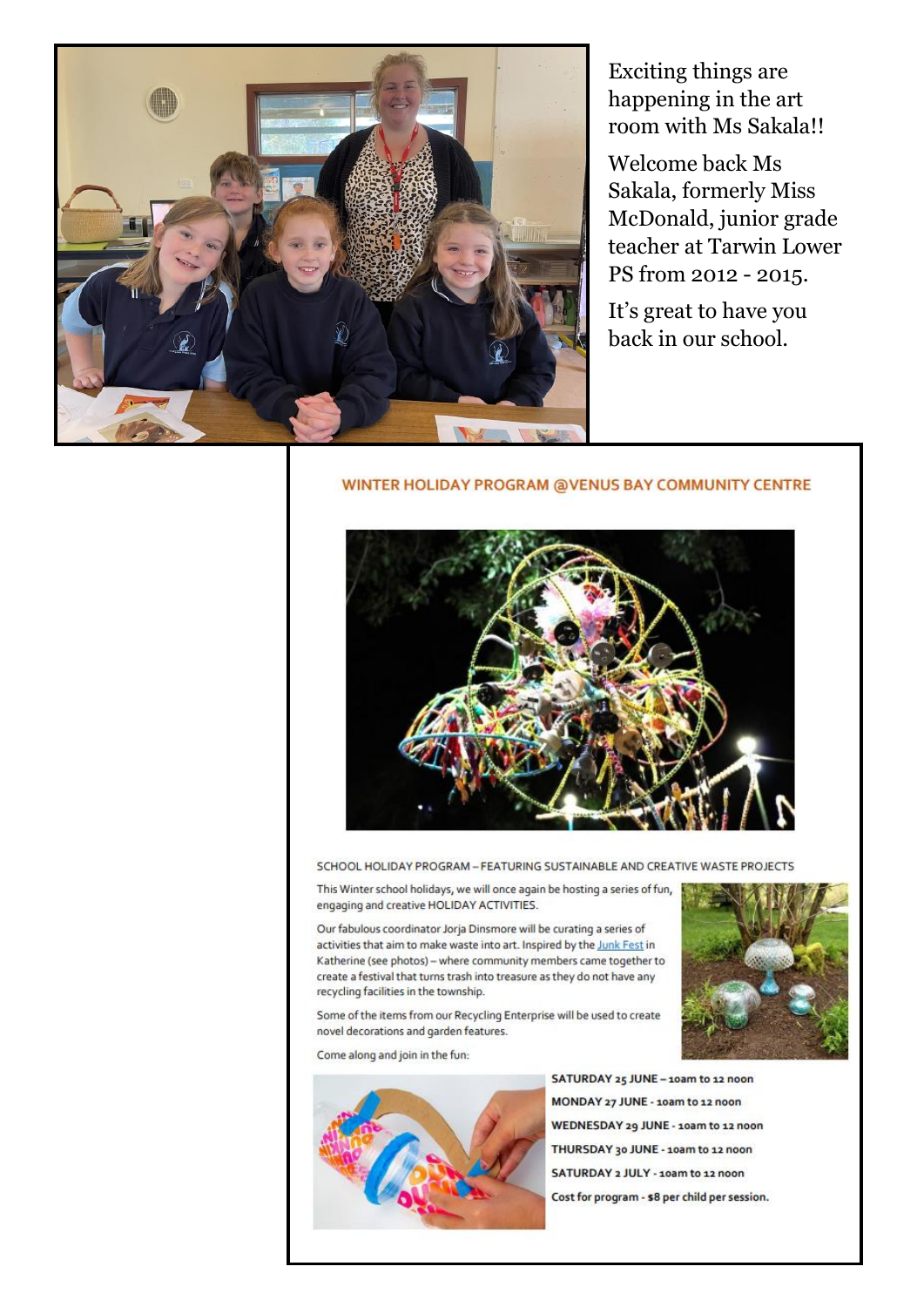Exciting things are happening in the art room with Ms Sakala!!

Welcome back Ms Sakala, formerly Miss McDonald, junior grade teacher at Tarwin Lower PS from 2012 - 2015.

It's great to have you back in our school.

## WINTER HOLIDAY PROGRAM @VENUS BAY COMMUNITY CENTRE

SCHOOL HOLIDAY PROGRAM – FEATURING SUSTAINABLE AND CREATIVE WASTE PROJECTS

This Winter school holidays, we will once again be hosting a series of fun, engaging and creative HOLIDAY ACTIVITIES.

Our fabulous coordinator Jorja Dinsmore will be curating a series of activities that aim to make waste into art. Inspired by the Junk Fest in Katherine (see photos) – where community members came together to create a festival that turns trash into treasure as they do not have any recycling facilities in the township.

Some of the items from our Recycling Enterprise will be used to create novel decorations and garden features.

Come along and join in the fun:

**SATURDAY 25 JUNE – 10am to 12 noon**

**MONDAY 27 JUNE - 10am to 12 noon**

**WEDNESDAY 29 JUNE - 10am to 12 noon**

**THURSDAY 30 JUNE - 10am to 12 noon**

**SATURDAY 2 JULY - 10am to 12 noon**

**Cost for program - $8 per child per session.**